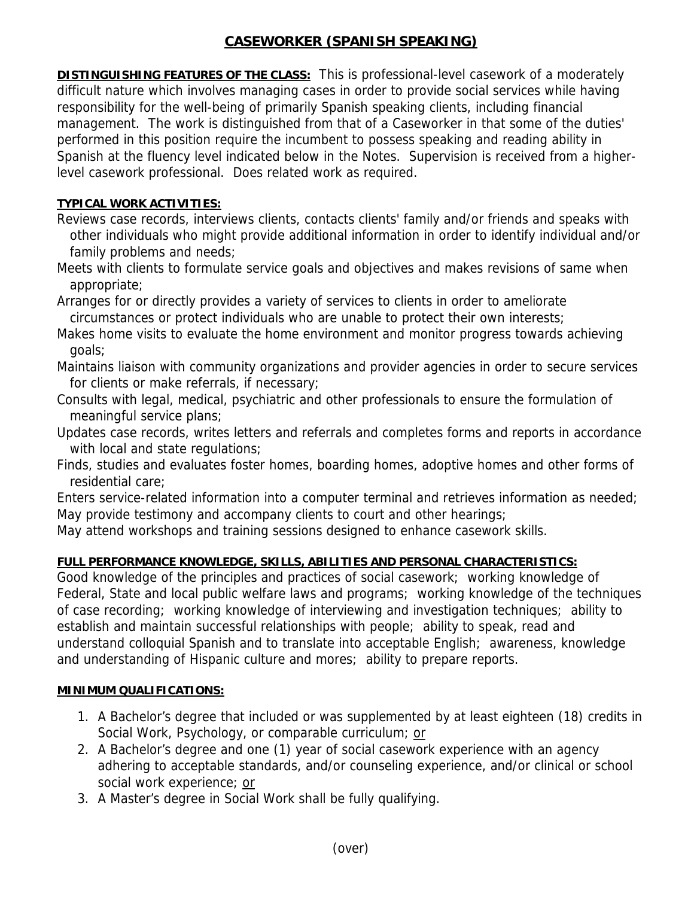# CASEWORKER (SPANISH SPEAKING)

**DISTINGUISHING FEATURES OF THE CLASS:** This is professional-level casework of a moderately difficult nature which involves managing cases in order to provide social services while having responsibility for the well-being of primarily Spanish speaking clients, including financial management. The work is distinguished from that of a Caseworker in that some of the duties' performed in this position require the incumbent to possess speaking and reading ability in Spanish at the fluency level indicated below in the Notes. Supervision is received from a higher-level casework professional. Does related work as required.

**TYPICAL WORK ACTIVITIES:**

Reviews case records, interviews clients, contacts clients' family and/or friends and speaks with other individuals who might provide additional information in order to identify individual and/or family problems and needs;

Meets with clients to formulate service goals and objectives and makes revisions of same when appropriate;

Arranges for or directly provides a variety of services to clients in order to ameliorate circumstances or protect individuals who are unable to protect their own interests;

Makes home visits to evaluate the home environment and monitor progress towards achieving goals;

Maintains liaison with community organizations and provider agencies in order to secure services for clients or make referrals, if necessary;

Consults with legal, medical, psychiatric and other professionals to ensure the formulation of meaningful service plans;

Updates case records, writes letters and referrals and completes forms and reports in accordance with local and state regulations;

Finds, studies and evaluates foster homes, boarding homes, adoptive homes and other forms of residential care;

Enters service-related information into a computer terminal and retrieves information as needed;

May provide testimony and accompany clients to court and other hearings;

May attend workshops and training sessions designed to enhance casework skills.

**FULL PERFORMANCE KNOWLEDGE, SKILLS, ABILITIES AND PERSONAL CHARACTERISTICS:**

Good knowledge of the principles and practices of social casework; working knowledge of Federal, State and local public welfare laws and programs; working knowledge of the techniques of case recording; working knowledge of interviewing and investigation techniques; ability to establish and maintain successful relationships with people; ability to speak, read and understand colloquial Spanish and to translate into acceptable English; awareness, knowledge and understanding of Hispanic culture and mores; ability to prepare reports.

**MINIMUM QUALIFICATIONS:**

1. A Bachelor's degree that included or was supplemented by at least eighteen (18) credits in Social Work, Psychology, or comparable curriculum; or
2. A Bachelor's degree and one (1) year of social casework experience with an agency adhering to acceptable standards, and/or counseling experience, and/or clinical or school social work experience; or
3. A Master's degree in Social Work shall be fully qualifying.

(over)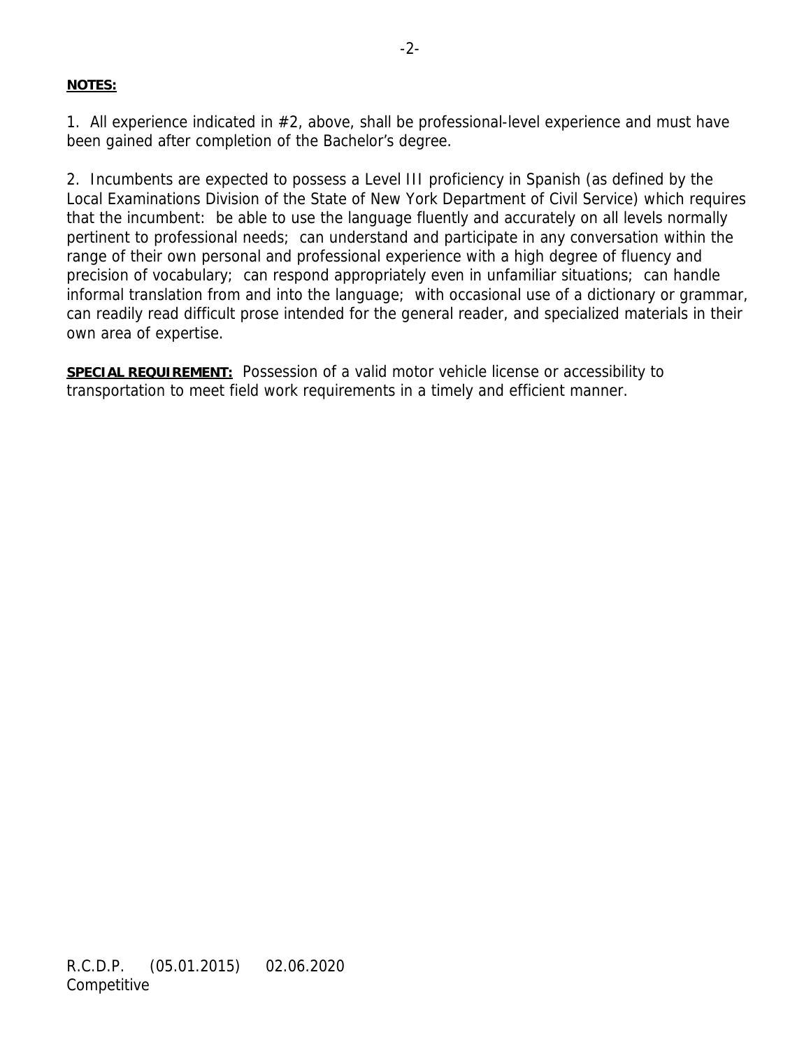**NOTES:**

1. All experience indicated in #2, above, shall be professional-level experience and must have been gained after completion of the Bachelor's degree.

2. Incumbents are expected to possess a Level III proficiency in Spanish (as defined by the Local Examinations Division of the State of New York Department of Civil Service) which requires that the incumbent: be able to use the language fluently and accurately on all levels normally pertinent to professional needs; can understand and participate in any conversation within the range of their own personal and professional experience with a high degree of fluency and precision of vocabulary; can respond appropriately even in unfamiliar situations; can handle informal translation from and into the language; with occasional use of a dictionary or grammar, can readily read difficult prose intended for the general reader, and specialized materials in their own area of expertise.

**SPECIAL REQUIREMENT:** Possession of a valid motor vehicle license or accessibility to transportation to meet field work requirements in a timely and efficient manner.

R.C.D.P. (05.01.2015) 02.06.2020
Competitive